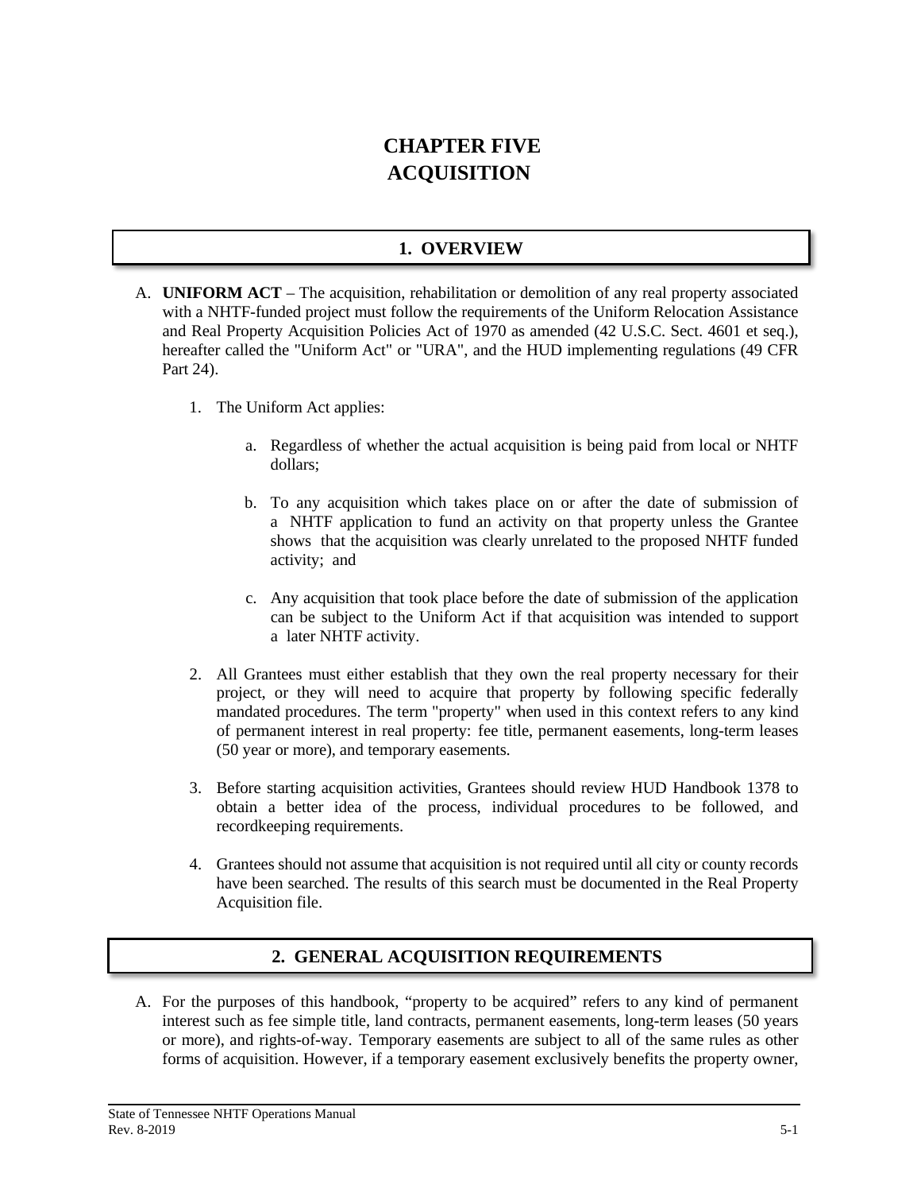# CHAPTER FIVE
# ACQUISITION

## 1. OVERVIEW

A. **UNIFORM ACT** – The acquisition, rehabilitation or demolition of any real property associated with a NHTF-funded project must follow the requirements of the Uniform Relocation Assistance and Real Property Acquisition Policies Act of 1970 as amended (42 U.S.C. Sect. 4601 et seq.), hereafter called the "Uniform Act" or "URA", and the HUD implementing regulations (49 CFR Part 24).

1. The Uniform Act applies:

    a. Regardless of whether the actual acquisition is being paid from local or NHTF dollars;

    b. To any acquisition which takes place on or after the date of submission of a NHTF application to fund an activity on that property unless the Grantee shows that the acquisition was clearly unrelated to the proposed NHTF funded activity; and

    c. Any acquisition that took place before the date of submission of the application can be subject to the Uniform Act if that acquisition was intended to support a later NHTF activity.

2. All Grantees must either establish that they own the real property necessary for their project, or they will need to acquire that property by following specific federally mandated procedures. The term "property" when used in this context refers to any kind of permanent interest in real property: fee title, permanent easements, long-term leases (50 year or more), and temporary easements.

3. Before starting acquisition activities, Grantees should review HUD Handbook 1378 to obtain a better idea of the process, individual procedures to be followed, and recordkeeping requirements.

4. Grantees should not assume that acquisition is not required until all city or county records have been searched. The results of this search must be documented in the Real Property Acquisition file.

## 2. GENERAL ACQUISITION REQUIREMENTS

A. For the purposes of this handbook, “property to be acquired” refers to any kind of permanent interest such as fee simple title, land contracts, permanent easements, long-term leases (50 years or more), and rights-of-way. Temporary easements are subject to all of the same rules as other forms of acquisition. However, if a temporary easement exclusively benefits the property owner,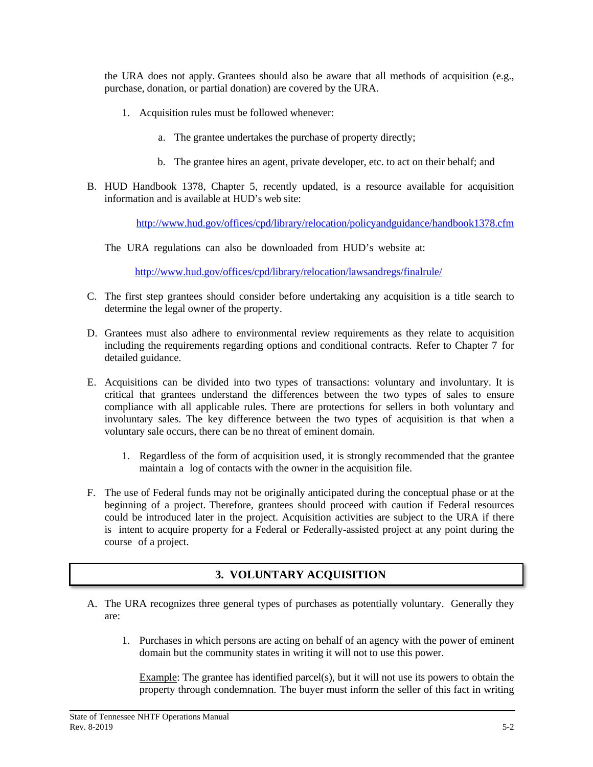the URA does not apply. Grantees should also be aware that all methods of acquisition (e.g., purchase, donation, or partial donation) are covered by the URA.

1. Acquisition rules must be followed whenever:

    a. The grantee undertakes the purchase of property directly;

    b. The grantee hires an agent, private developer, etc. to act on their behalf; and

B. HUD Handbook 1378, Chapter 5, recently updated, is a resource available for acquisition information and is available at HUD's web site:

   http://www.hud.gov/offices/cpd/library/relocation/policyandguidance/handbook1378.cfm

   The URA regulations can also be downloaded from HUD's website at:

   http://www.hud.gov/offices/cpd/library/relocation/lawsandregs/finalrule/

C. The first step grantees should consider before undertaking any acquisition is a title search to determine the legal owner of the property.

D. Grantees must also adhere to environmental review requirements as they relate to acquisition including the requirements regarding options and conditional contracts. Refer to Chapter 7 for detailed guidance.

E. Acquisitions can be divided into two types of transactions: voluntary and involuntary. It is critical that grantees understand the differences between the two types of sales to ensure compliance with all applicable rules. There are protections for sellers in both voluntary and involuntary sales. The key difference between the two types of acquisition is that when a voluntary sale occurs, there can be no threat of eminent domain.

   1. Regardless of the form of acquisition used, it is strongly recommended that the grantee maintain a log of contacts with the owner in the acquisition file.

F. The use of Federal funds may not be originally anticipated during the conceptual phase or at the beginning of a project. Therefore, grantees should proceed with caution if Federal resources could be introduced later in the project. Acquisition activities are subject to the URA if there is intent to acquire property for a Federal or Federally-assisted project at any point during the course of a project.

## 3. VOLUNTARY ACQUISITION

A. The URA recognizes three general types of purchases as potentially voluntary. Generally they are:

   1. Purchases in which persons are acting on behalf of an agency with the power of eminent domain but the community states in writing it will not to use this power.

      Example: The grantee has identified parcel(s), but it will not use its powers to obtain the property through condemnation. The buyer must inform the seller of this fact in writing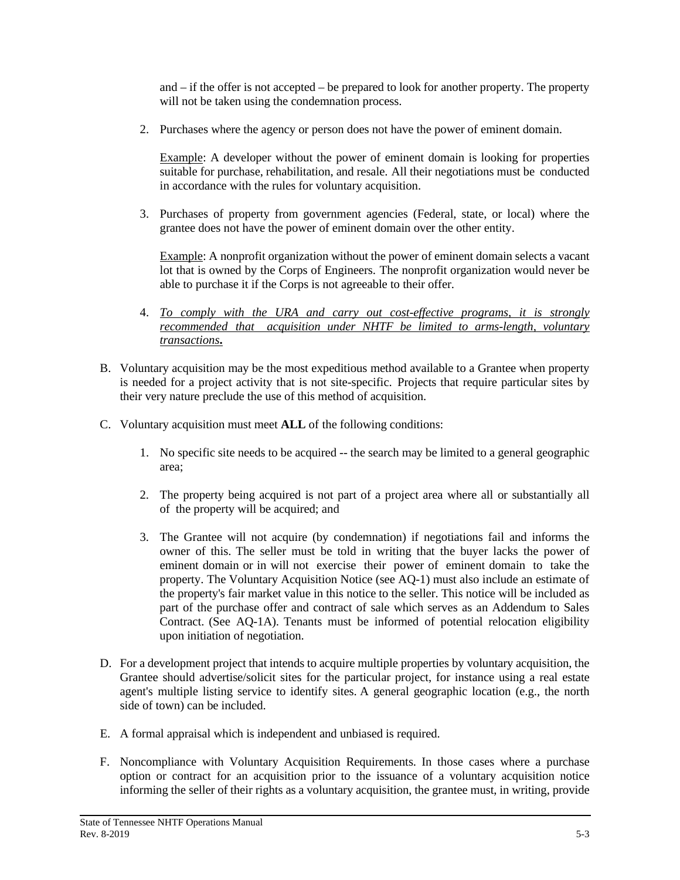and – if the offer is not accepted – be prepared to look for another property. The property will not be taken using the condemnation process.

2. Purchases where the agency or person does not have the power of eminent domain.

   Example: A developer without the power of eminent domain is looking for properties suitable for purchase, rehabilitation, and resale. All their negotiations must be conducted in accordance with the rules for voluntary acquisition.

3. Purchases of property from government agencies (Federal, state, or local) where the grantee does not have the power of eminent domain over the other entity.

   Example: A nonprofit organization without the power of eminent domain selects a vacant lot that is owned by the Corps of Engineers. The nonprofit organization would never be able to purchase it if the Corps is not agreeable to their offer.

4. *To comply with the URA and carry out cost-effective programs, it is strongly recommended that acquisition under NHTF be limited to arms-length, voluntary transactions***.**

B. Voluntary acquisition may be the most expeditious method available to a Grantee when property is needed for a project activity that is not site-specific. Projects that require particular sites by their very nature preclude the use of this method of acquisition.

C. Voluntary acquisition must meet **ALL** of the following conditions:

   1. No specific site needs to be acquired -- the search may be limited to a general geographic area;

   2. The property being acquired is not part of a project area where all or substantially all of the property will be acquired; and

   3. The Grantee will not acquire (by condemnation) if negotiations fail and informs the owner of this. The seller must be told in writing that the buyer lacks the power of eminent domain or in will not exercise their power of eminent domain to take the property. The Voluntary Acquisition Notice (see AQ-1) must also include an estimate of the property's fair market value in this notice to the seller. This notice will be included as part of the purchase offer and contract of sale which serves as an Addendum to Sales Contract. (See AQ-1A). Tenants must be informed of potential relocation eligibility upon initiation of negotiation.

D. For a development project that intends to acquire multiple properties by voluntary acquisition, the Grantee should advertise/solicit sites for the particular project, for instance using a real estate agent's multiple listing service to identify sites. A general geographic location (e.g., the north side of town) can be included.

E. A formal appraisal which is independent and unbiased is required.

F. Noncompliance with Voluntary Acquisition Requirements. In those cases where a purchase option or contract for an acquisition prior to the issuance of a voluntary acquisition notice informing the seller of their rights as a voluntary acquisition, the grantee must, in writing, provide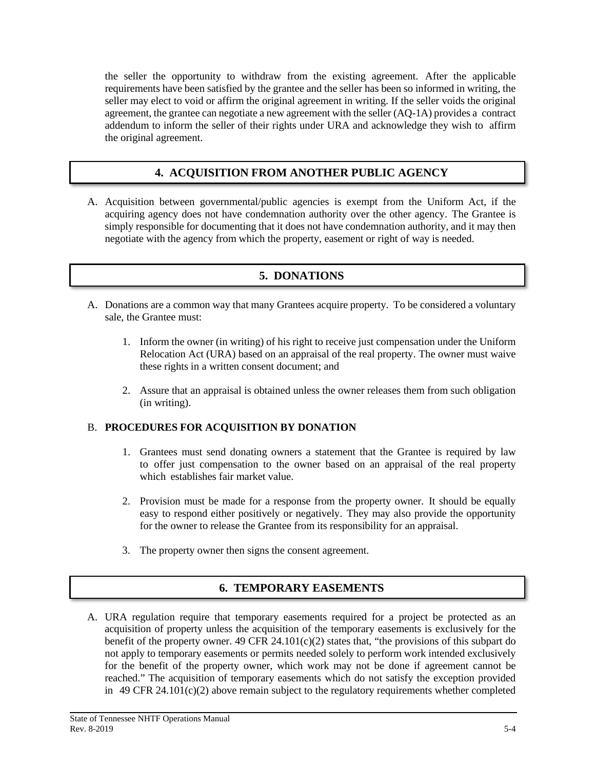the seller the opportunity to withdraw from the existing agreement. After the applicable requirements have been satisfied by the grantee and the seller has been so informed in writing, the seller may elect to void or affirm the original agreement in writing. If the seller voids the original agreement, the grantee can negotiate a new agreement with the seller (AQ-1A) provides a contract addendum to inform the seller of their rights under URA and acknowledge they wish to affirm the original agreement.

## 4. ACQUISITION FROM ANOTHER PUBLIC AGENCY

A. Acquisition between governmental/public agencies is exempt from the Uniform Act, if the acquiring agency does not have condemnation authority over the other agency. The Grantee is simply responsible for documenting that it does not have condemnation authority, and it may then negotiate with the agency from which the property, easement or right of way is needed.

## 5. DONATIONS

A. Donations are a common way that many Grantees acquire property. To be considered a voluntary sale, the Grantee must:

   1. Inform the owner (in writing) of his right to receive just compensation under the Uniform Relocation Act (URA) based on an appraisal of the real property. The owner must waive these rights in a written consent document; and

   2. Assure that an appraisal is obtained unless the owner releases them from such obligation (in writing).

B. **PROCEDURES FOR ACQUISITION BY DONATION**

   1. Grantees must send donating owners a statement that the Grantee is required by law to offer just compensation to the owner based on an appraisal of the real property which establishes fair market value.

   2. Provision must be made for a response from the property owner. It should be equally easy to respond either positively or negatively. They may also provide the opportunity for the owner to release the Grantee from its responsibility for an appraisal.

   3. The property owner then signs the consent agreement.

## 6. TEMPORARY EASEMENTS

A. URA regulation require that temporary easements required for a project be protected as an acquisition of property unless the acquisition of the temporary easements is exclusively for the benefit of the property owner. 49 CFR 24.101(c)(2) states that, "the provisions of this subpart do not apply to temporary easements or permits needed solely to perform work intended exclusively for the benefit of the property owner, which work may not be done if agreement cannot be reached." The acquisition of temporary easements which do not satisfy the exception provided in 49 CFR 24.101(c)(2) above remain subject to the regulatory requirements whether completed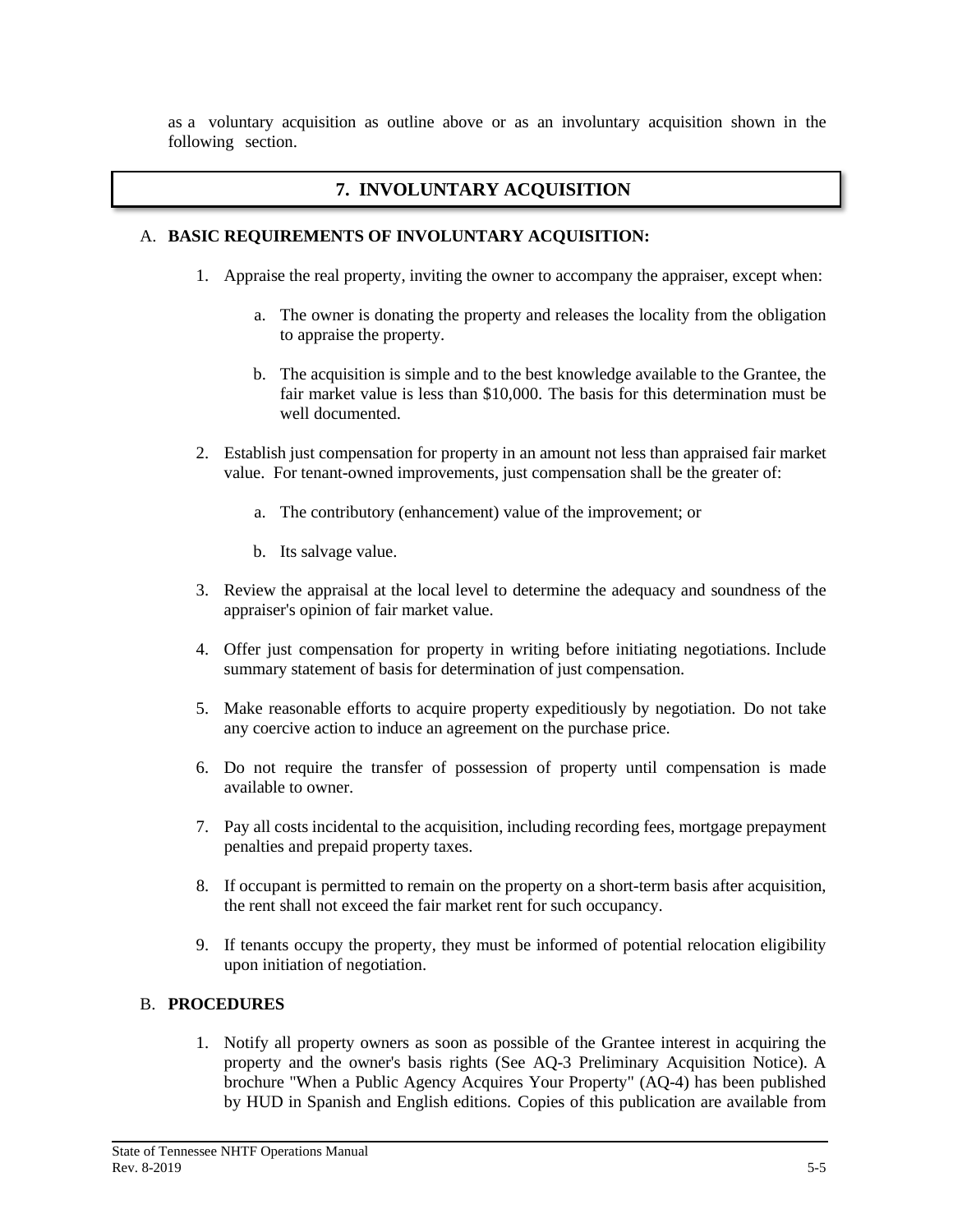as a voluntary acquisition as outline above or as an involuntary acquisition shown in the following section.

## 7. INVOLUNTARY ACQUISITION

A. **BASIC REQUIREMENTS OF INVOLUNTARY ACQUISITION:**

1. Appraise the real property, inviting the owner to accompany the appraiser, except when:

   a. The owner is donating the property and releases the locality from the obligation to appraise the property.

   b. The acquisition is simple and to the best knowledge available to the Grantee, the fair market value is less than $10,000. The basis for this determination must be well documented.

2. Establish just compensation for property in an amount not less than appraised fair market value. For tenant-owned improvements, just compensation shall be the greater of:

   a. The contributory (enhancement) value of the improvement; or

   b. Its salvage value.

3. Review the appraisal at the local level to determine the adequacy and soundness of the appraiser's opinion of fair market value.

4. Offer just compensation for property in writing before initiating negotiations. Include summary statement of basis for determination of just compensation.

5. Make reasonable efforts to acquire property expeditiously by negotiation. Do not take any coercive action to induce an agreement on the purchase price.

6. Do not require the transfer of possession of property until compensation is made available to owner.

7. Pay all costs incidental to the acquisition, including recording fees, mortgage prepayment penalties and prepaid property taxes.

8. If occupant is permitted to remain on the property on a short-term basis after acquisition, the rent shall not exceed the fair market rent for such occupancy.

9. If tenants occupy the property, they must be informed of potential relocation eligibility upon initiation of negotiation.

B. **PROCEDURES**

1. Notify all property owners as soon as possible of the Grantee interest in acquiring the property and the owner's basis rights (See AQ-3 Preliminary Acquisition Notice). A brochure "When a Public Agency Acquires Your Property" (AQ-4) has been published by HUD in Spanish and English editions. Copies of this publication are available from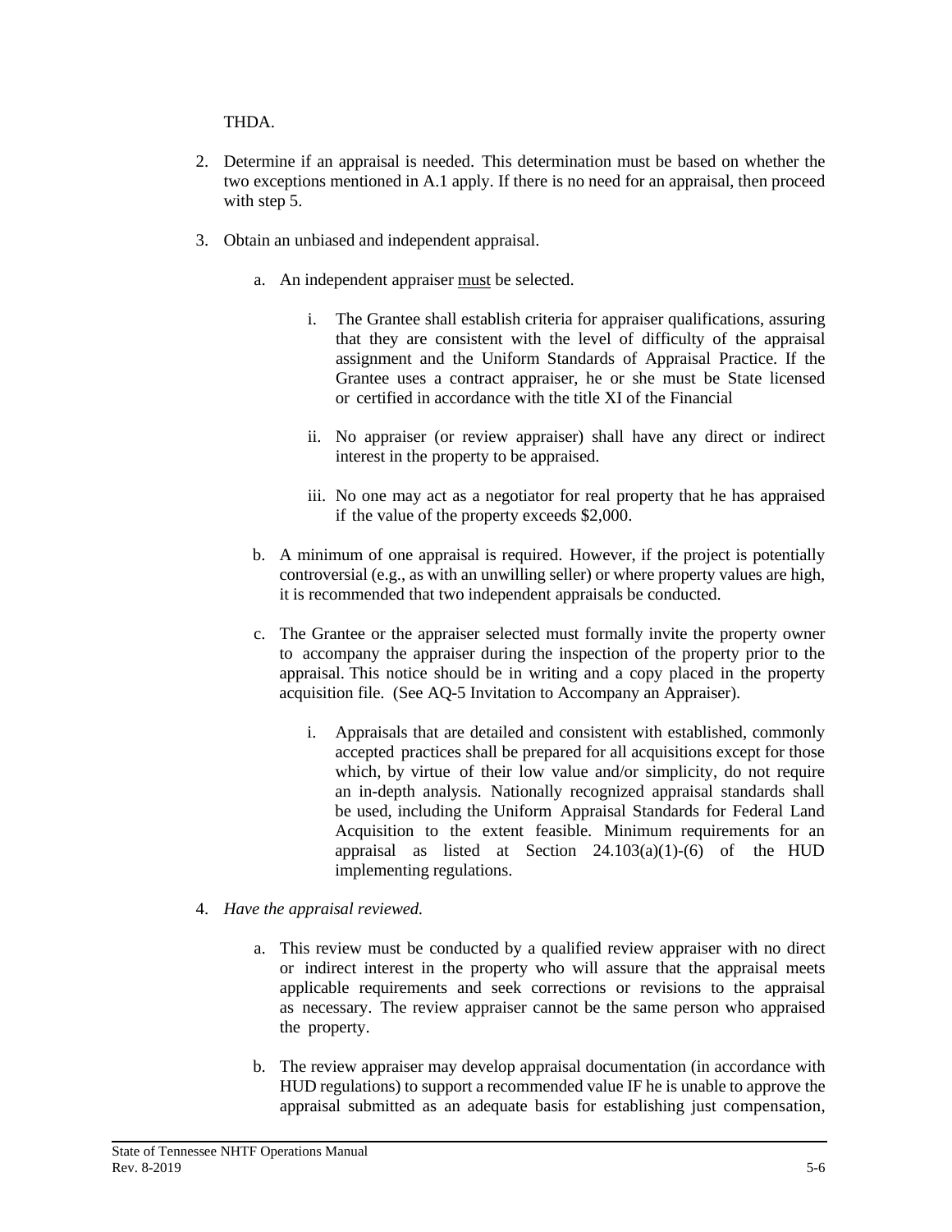THDA.

2. Determine if an appraisal is needed. This determination must be based on whether the two exceptions mentioned in A.1 apply. If there is no need for an appraisal, then proceed with step 5.

3. Obtain an unbiased and independent appraisal.

   a. An independent appraiser <u>must</u> be selected.

      i. The Grantee shall establish criteria for appraiser qualifications, assuring that they are consistent with the level of difficulty of the appraisal assignment and the Uniform Standards of Appraisal Practice. If the Grantee uses a contract appraiser, he or she must be State licensed or certified in accordance with the title XI of the Financial

      ii. No appraiser (or review appraiser) shall have any direct or indirect interest in the property to be appraised.

      iii. No one may act as a negotiator for real property that he has appraised if the value of the property exceeds $2,000.

   b. A minimum of one appraisal is required. However, if the project is potentially controversial (e.g., as with an unwilling seller) or where property values are high, it is recommended that two independent appraisals be conducted.

   c. The Grantee or the appraiser selected must formally invite the property owner to accompany the appraiser during the inspection of the property prior to the appraisal. This notice should be in writing and a copy placed in the property acquisition file. (See AQ-5 Invitation to Accompany an Appraiser).

      i. Appraisals that are detailed and consistent with established, commonly accepted practices shall be prepared for all acquisitions except for those which, by virtue of their low value and/or simplicity, do not require an in-depth analysis. Nationally recognized appraisal standards shall be used, including the Uniform Appraisal Standards for Federal Land Acquisition to the extent feasible. Minimum requirements for an appraisal as listed at Section 24.103(a)(1)-(6) of the HUD implementing regulations.

4. *Have the appraisal reviewed.*

   a. This review must be conducted by a qualified review appraiser with no direct or indirect interest in the property who will assure that the appraisal meets applicable requirements and seek corrections or revisions to the appraisal as necessary. The review appraiser cannot be the same person who appraised the property.

   b. The review appraiser may develop appraisal documentation (in accordance with HUD regulations) to support a recommended value IF he is unable to approve the appraisal submitted as an adequate basis for establishing just compensation,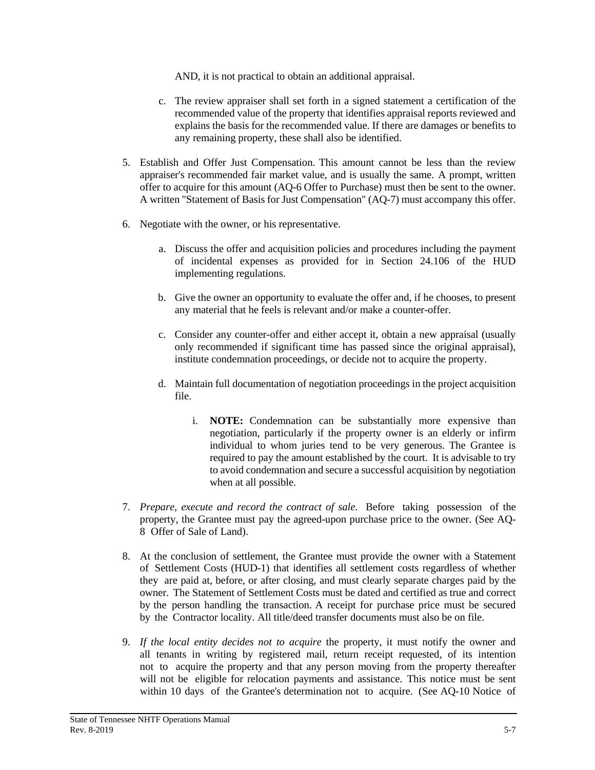AND, it is not practical to obtain an additional appraisal.

c. The review appraiser shall set forth in a signed statement a certification of the recommended value of the property that identifies appraisal reports reviewed and explains the basis for the recommended value. If there are damages or benefits to any remaining property, these shall also be identified.

5. Establish and Offer Just Compensation. This amount cannot be less than the review appraiser's recommended fair market value, and is usually the same. A prompt, written offer to acquire for this amount (AQ-6 Offer to Purchase) must then be sent to the owner. A written "Statement of Basis for Just Compensation" (AQ-7) must accompany this offer.

6. Negotiate with the owner, or his representative.

   a. Discuss the offer and acquisition policies and procedures including the payment of incidental expenses as provided for in Section 24.106 of the HUD implementing regulations.

   b. Give the owner an opportunity to evaluate the offer and, if he chooses, to present any material that he feels is relevant and/or make a counter-offer.

   c. Consider any counter-offer and either accept it, obtain a new appraisal (usually only recommended if significant time has passed since the original appraisal), institute condemnation proceedings, or decide not to acquire the property.

   d. Maintain full documentation of negotiation proceedings in the project acquisition file.

      i. **NOTE:** Condemnation can be substantially more expensive than negotiation, particularly if the property owner is an elderly or infirm individual to whom juries tend to be very generous. The Grantee is required to pay the amount established by the court. It is advisable to try to avoid condemnation and secure a successful acquisition by negotiation when at all possible.

7. *Prepare, execute and record the contract of sale*. Before taking possession of the property, the Grantee must pay the agreed-upon purchase price to the owner. (See AQ-8 Offer of Sale of Land).

8. At the conclusion of settlement, the Grantee must provide the owner with a Statement of Settlement Costs (HUD-1) that identifies all settlement costs regardless of whether they are paid at, before, or after closing, and must clearly separate charges paid by the owner. The Statement of Settlement Costs must be dated and certified as true and correct by the person handling the transaction. A receipt for purchase price must be secured by the Contractor locality. All title/deed transfer documents must also be on file.

9. *If the local entity decides not to acquire* the property, it must notify the owner and all tenants in writing by registered mail, return receipt requested, of its intention not to acquire the property and that any person moving from the property thereafter will not be eligible for relocation payments and assistance. This notice must be sent within 10 days of the Grantee's determination not to acquire. (See AQ-10 Notice of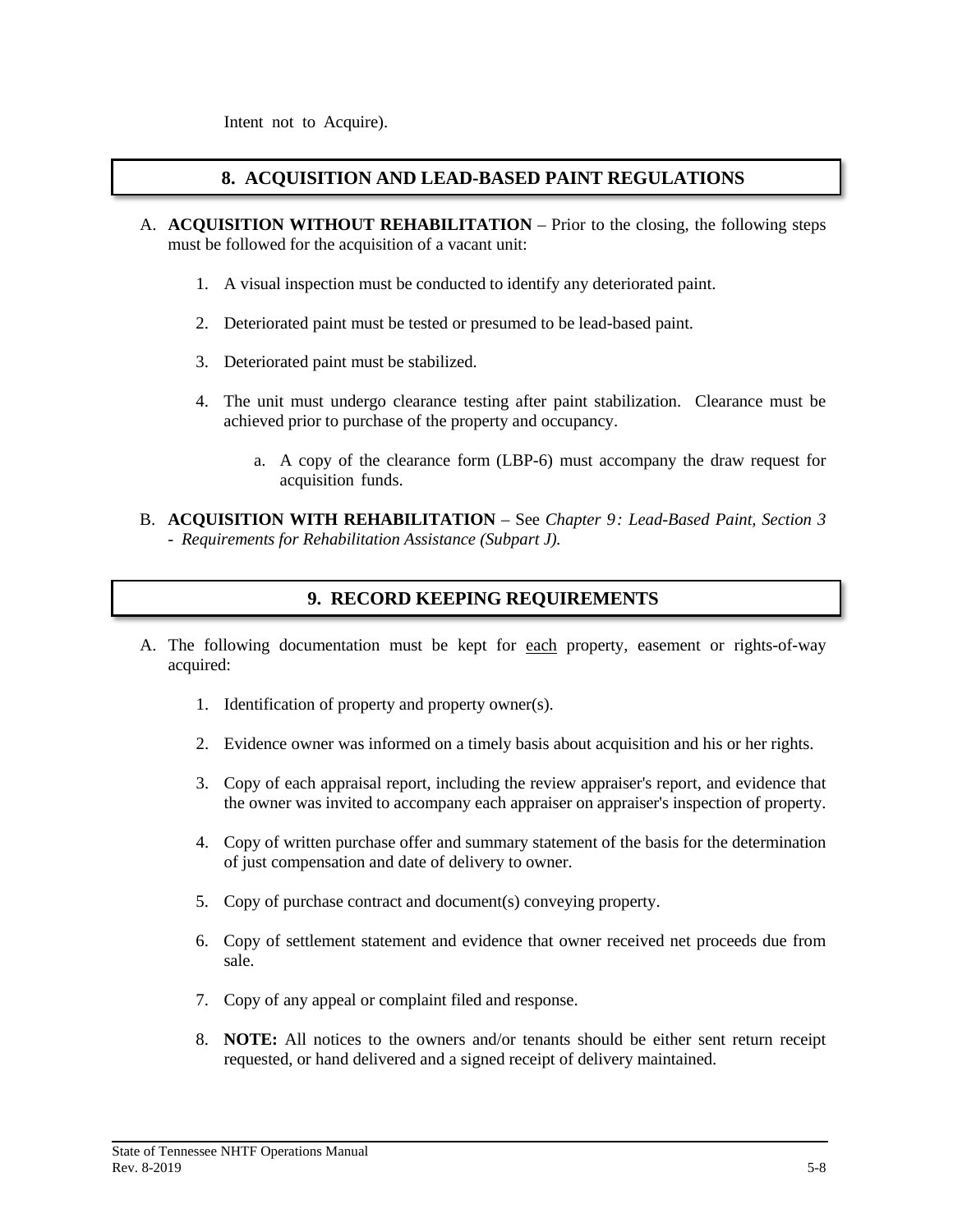Intent not to Acquire).

## 8. ACQUISITION AND LEAD-BASED PAINT REGULATIONS

A. **ACQUISITION WITHOUT REHABILITATION** – Prior to the closing, the following steps must be followed for the acquisition of a vacant unit:

1. A visual inspection must be conducted to identify any deteriorated paint.

2. Deteriorated paint must be tested or presumed to be lead-based paint.

3. Deteriorated paint must be stabilized.

4. The unit must undergo clearance testing after paint stabilization. Clearance must be achieved prior to purchase of the property and occupancy.

   a. A copy of the clearance form (LBP-6) must accompany the draw request for acquisition funds.

B. **ACQUISITION WITH REHABILITATION** – See *Chapter 9: Lead-Based Paint, Section 3 - Requirements for Rehabilitation Assistance (Subpart J).*

## 9. RECORD KEEPING REQUIREMENTS

A. The following documentation must be kept for <u>each</u> property, easement or rights-of-way acquired:

1. Identification of property and property owner(s).

2. Evidence owner was informed on a timely basis about acquisition and his or her rights.

3. Copy of each appraisal report, including the review appraiser's report, and evidence that the owner was invited to accompany each appraiser on appraiser's inspection of property.

4. Copy of written purchase offer and summary statement of the basis for the determination of just compensation and date of delivery to owner.

5. Copy of purchase contract and document(s) conveying property.

6. Copy of settlement statement and evidence that owner received net proceeds due from sale.

7. Copy of any appeal or complaint filed and response.

8. **NOTE:** All notices to the owners and/or tenants should be either sent return receipt requested, or hand delivered and a signed receipt of delivery maintained.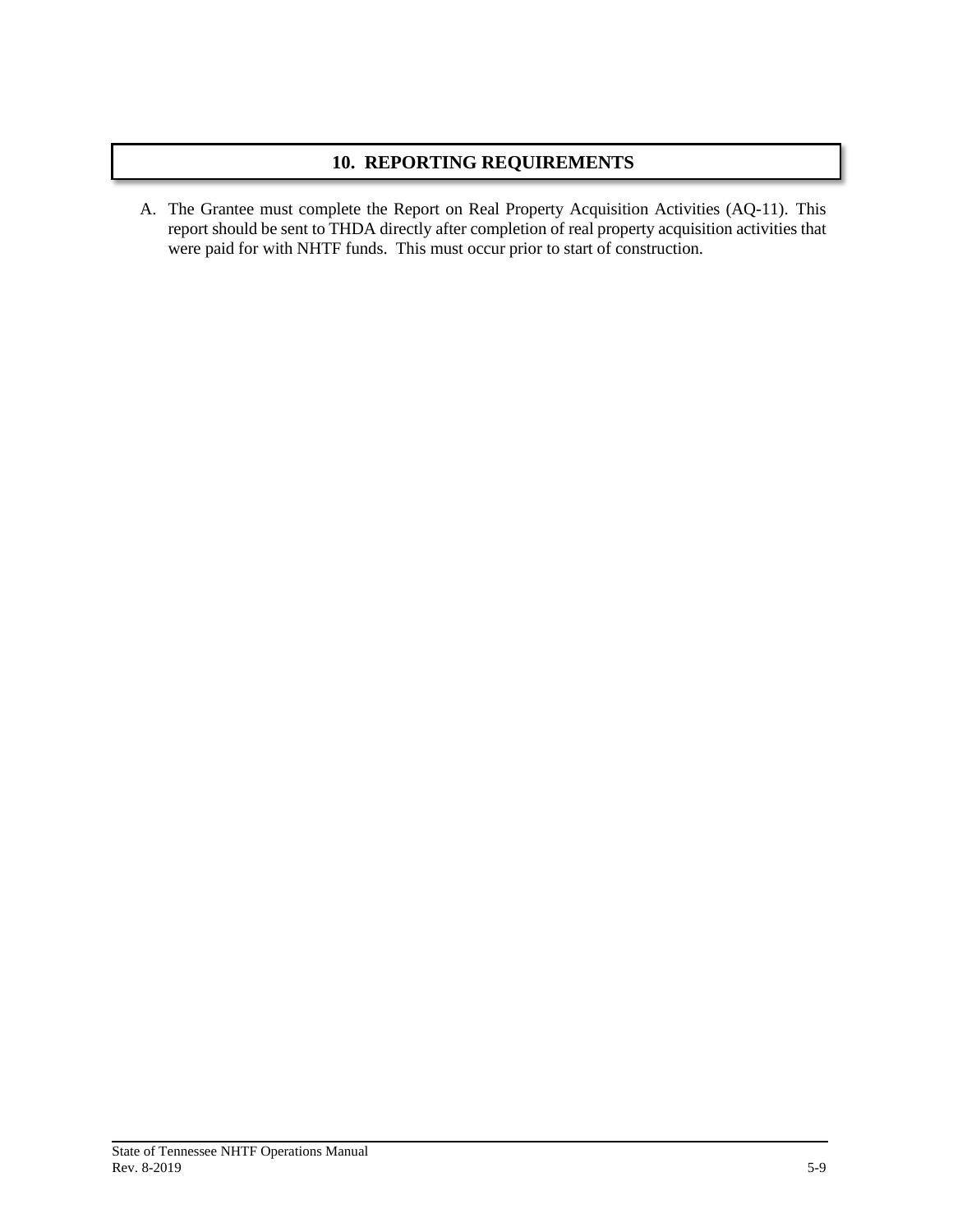## 10. REPORTING REQUIREMENTS

A. The Grantee must complete the Report on Real Property Acquisition Activities (AQ-11). This report should be sent to THDA directly after completion of real property acquisition activities that were paid for with NHTF funds. This must occur prior to start of construction.